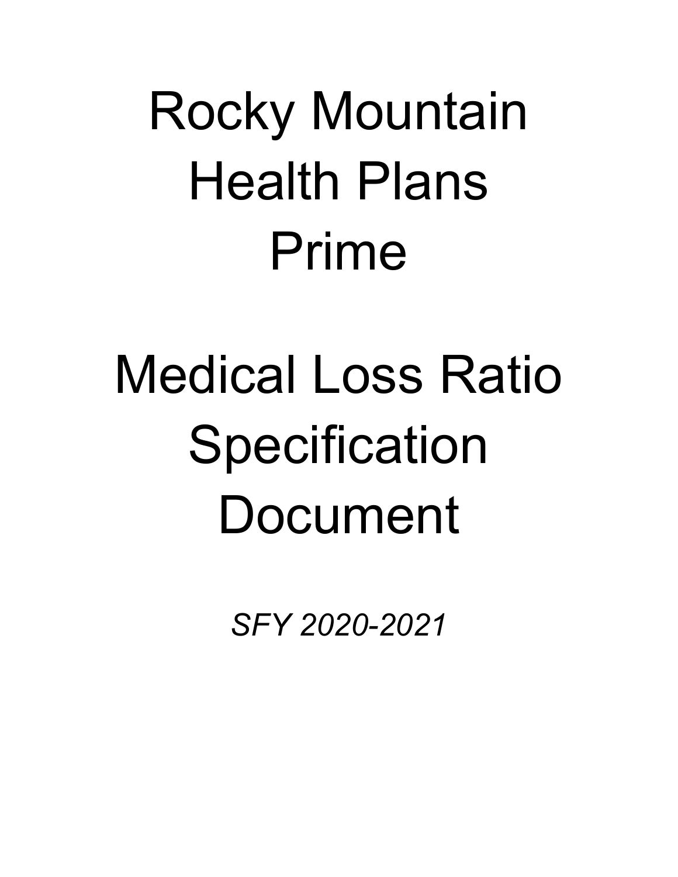# Rocky Mountain Health Plans Prime

# Medical Loss Ratio Specification Document

*SFY 2020-2021*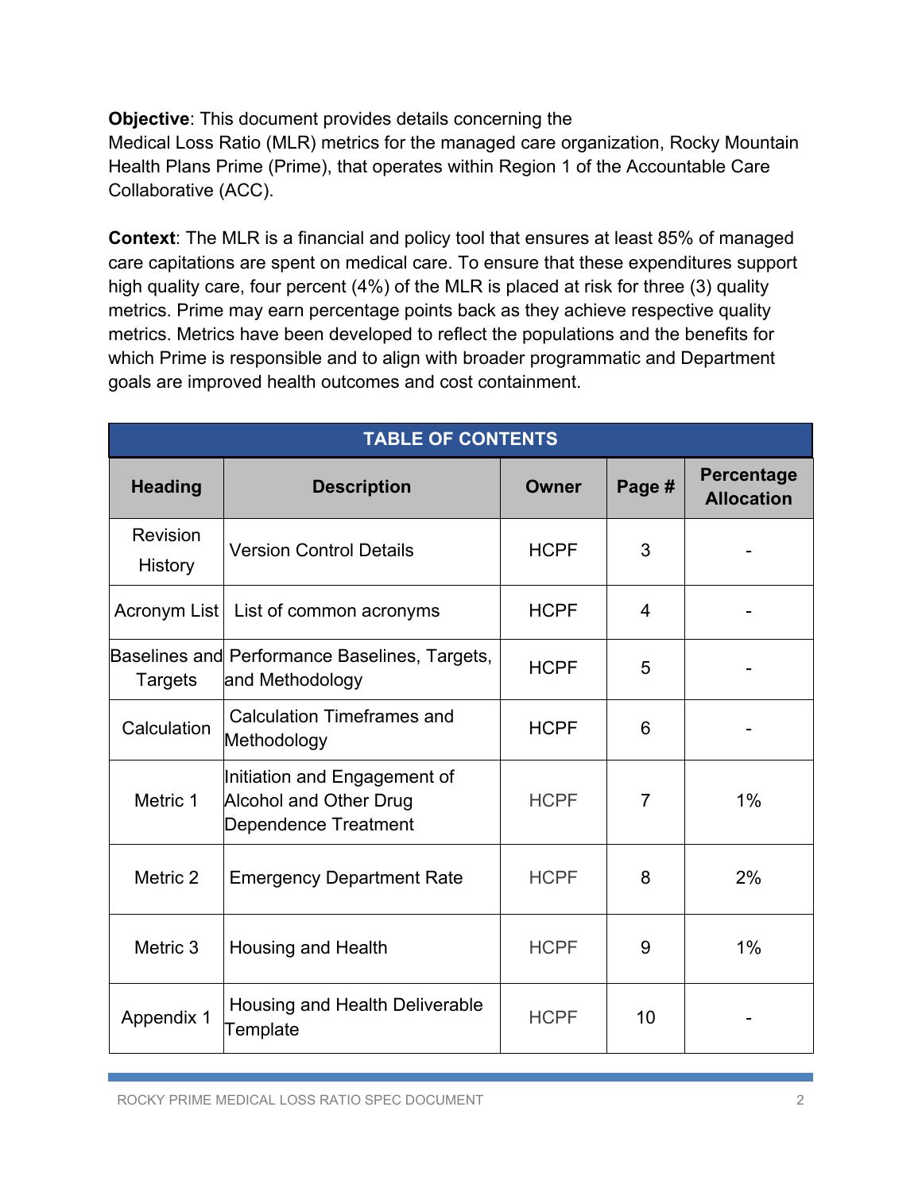**Objective**: This document provides details concerning the Medical Loss Ratio (MLR) metrics for the managed care organization, Rocky Mountain Health Plans Prime (Prime), that operates within Region 1 of the Accountable Care Collaborative (ACC).

**Context**: The MLR is a financial and policy tool that ensures at least 85% of managed care capitations are spent on medical care. To ensure that these expenditures support high quality care, four percent (4%) of the MLR is placed at risk for three (3) quality metrics. Prime may earn percentage points back as they achieve respective quality metrics. Metrics have been developed to reflect the populations and the benefits for which Prime is responsible and to align with broader programmatic and Department goals are improved health outcomes and cost containment.

| TABLE OF CONTENTS | | | | |
|---|---|---|---|---|
| **Heading** | **Description** | **Owner** | **Page #** | **Percentage Allocation** |
| Revision History | Version Control Details | HCPF | 3 | - |
| Acronym List | List of common acronyms | HCPF | 4 | - |
| Baselines and Targets | Performance Baselines, Targets, and Methodology | HCPF | 5 | - |
| Calculation | Calculation Timeframes and Methodology | HCPF | 6 | - |
| Metric 1 | Initiation and Engagement of Alcohol and Other Drug Dependence Treatment | HCPF | 7 | 1% |
| Metric 2 | Emergency Department Rate | HCPF | 8 | 2% |
| Metric 3 | Housing and Health | HCPF | 9 | 1% |
| Appendix 1 | Housing and Health Deliverable Template | HCPF | 10 | - |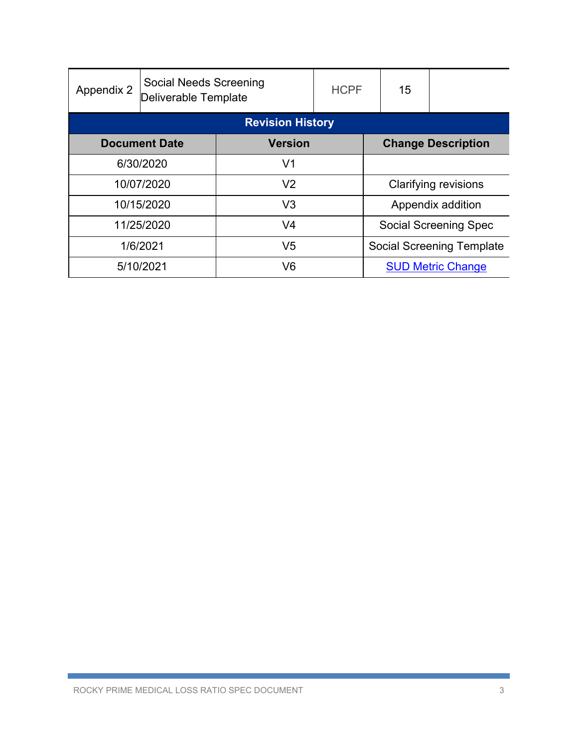| Appendix 2 | Social Needs Screening Deliverable Template | HCPF | 15 | |
|---|---|---|---|---|

## Revision History

| Document Date | Version | Change Description |
|---|---|---|
| 6/30/2020 | V1 | |
| 10/07/2020 | V2 | Clarifying revisions |
| 10/15/2020 | V3 | Appendix addition |
| 11/25/2020 | V4 | Social Screening Spec |
| 1/6/2021 | V5 | Social Screening Template |
| 5/10/2021 | V6 | SUD Metric Change |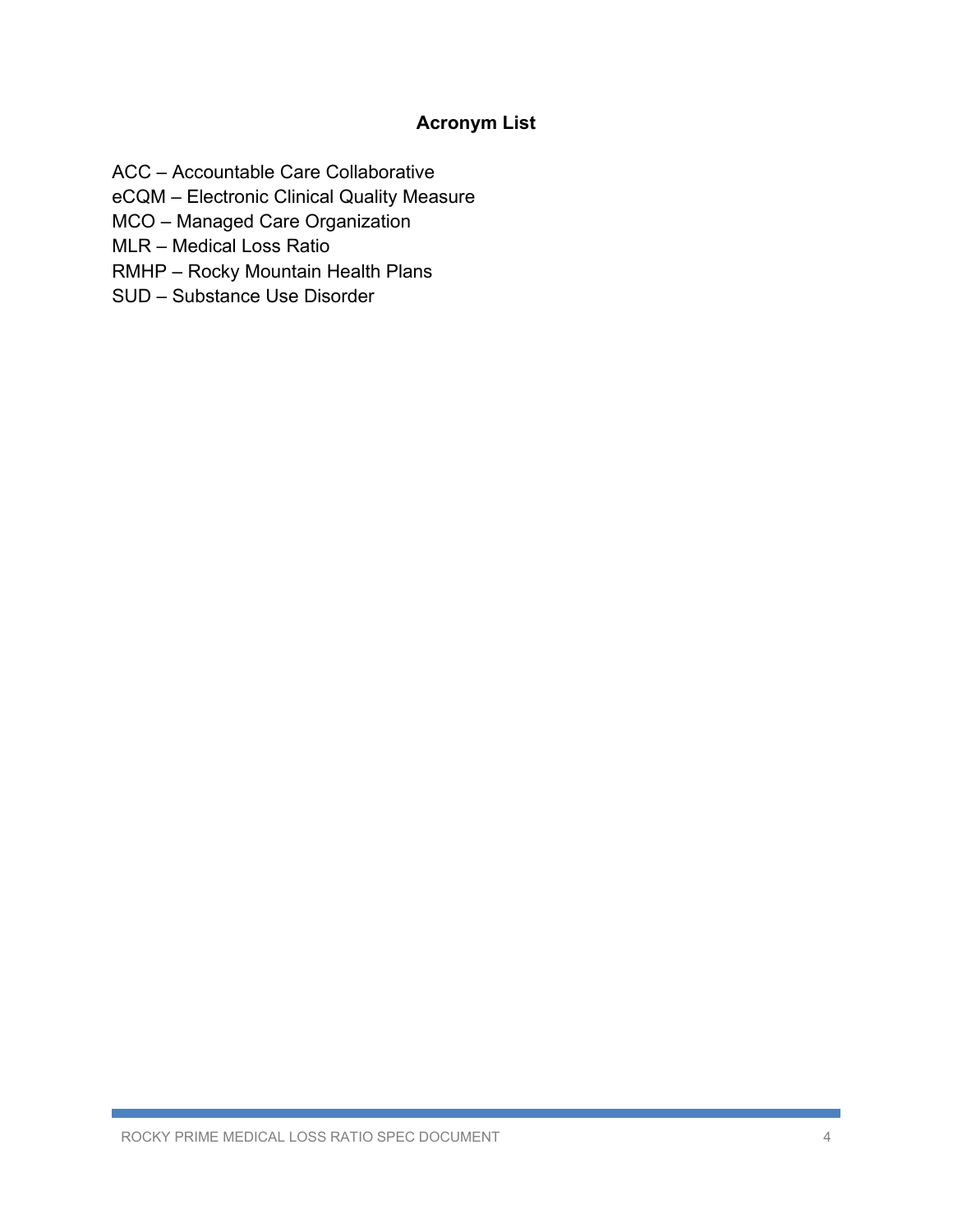## Acronym List

ACC – Accountable Care Collaborative
eCQM – Electronic Clinical Quality Measure
MCO – Managed Care Organization
MLR – Medical Loss Ratio
RMHP – Rocky Mountain Health Plans
SUD – Substance Use Disorder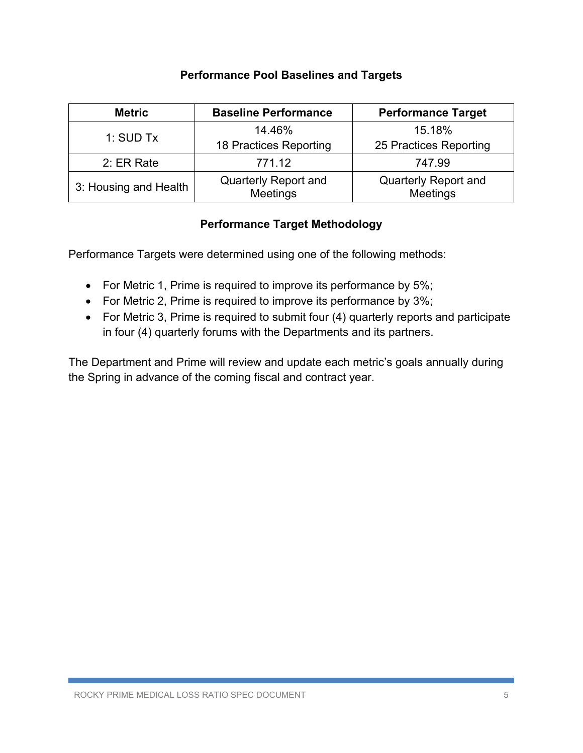### Performance Pool Baselines and Targets

| Metric | Baseline Performance | Performance Target |
|---|---|---|
| 1: SUD Tx | 14.46%<br>18 Practices Reporting | 15.18%<br>25 Practices Reporting |
| 2: ER Rate | 771.12 | 747.99 |
| 3: Housing and Health | Quarterly Report and Meetings | Quarterly Report and Meetings |

### Performance Target Methodology

Performance Targets were determined using one of the following methods:

- For Metric 1, Prime is required to improve its performance by 5%;
- For Metric 2, Prime is required to improve its performance by 3%;
- For Metric 3, Prime is required to submit four (4) quarterly reports and participate in four (4) quarterly forums with the Departments and its partners.

The Department and Prime will review and update each metric's goals annually during the Spring in advance of the coming fiscal and contract year.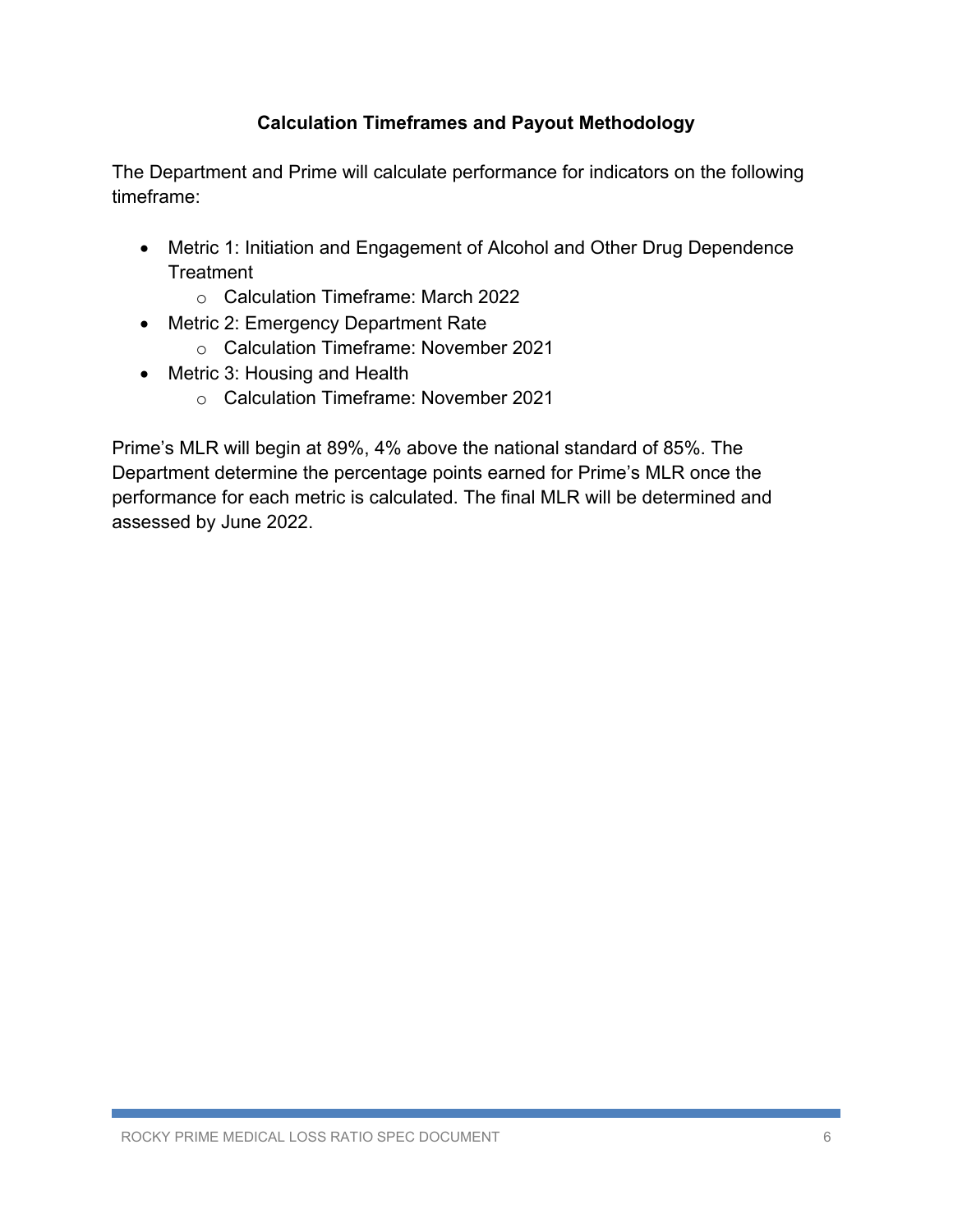## Calculation Timeframes and Payout Methodology

The Department and Prime will calculate performance for indicators on the following timeframe:

- Metric 1: Initiation and Engagement of Alcohol and Other Drug Dependence Treatment
  - Calculation Timeframe: March 2022
- Metric 2: Emergency Department Rate
  - Calculation Timeframe: November 2021
- Metric 3: Housing and Health
  - Calculation Timeframe: November 2021

Prime's MLR will begin at 89%, 4% above the national standard of 85%. The Department determine the percentage points earned for Prime's MLR once the performance for each metric is calculated. The final MLR will be determined and assessed by June 2022.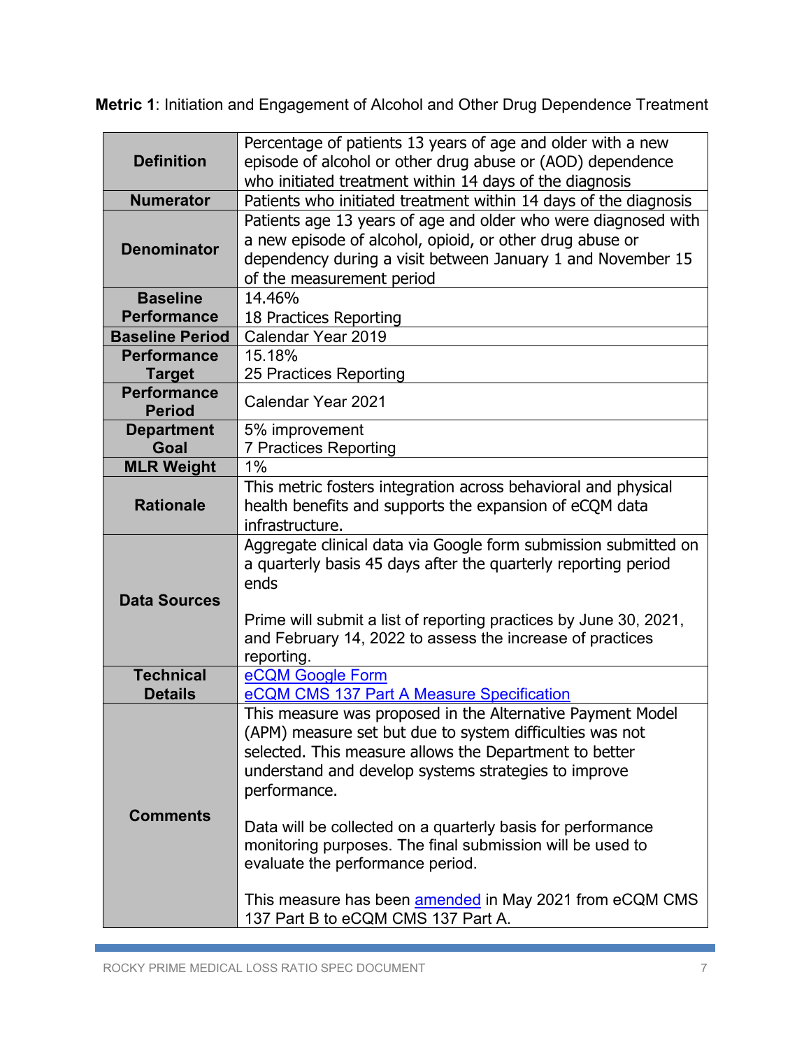**Metric 1**: Initiation and Engagement of Alcohol and Other Drug Dependence Treatment

| | |
|---|---|
| **Definition** | Percentage of patients 13 years of age and older with a new episode of alcohol or other drug abuse or (AOD) dependence who initiated treatment within 14 days of the diagnosis |
| **Numerator** | Patients who initiated treatment within 14 days of the diagnosis |
| **Denominator** | Patients age 13 years of age and older who were diagnosed with a new episode of alcohol, opioid, or other drug abuse or dependency during a visit between January 1 and November 15 of the measurement period |
| **Baseline Performance** | 14.46%<br>18 Practices Reporting |
| **Baseline Period** | Calendar Year 2019 |
| **Performance Target** | 15.18%<br>25 Practices Reporting |
| **Performance Period** | Calendar Year 2021 |
| **Department Goal** | 5% improvement<br>7 Practices Reporting |
| **MLR Weight** | 1% |
| **Rationale** | This metric fosters integration across behavioral and physical health benefits and supports the expansion of eCQM data infrastructure. |
| **Data Sources** | Aggregate clinical data via Google form submission submitted on a quarterly basis 45 days after the quarterly reporting period ends<br><br>Prime will submit a list of reporting practices by June 30, 2021, and February 14, 2022 to assess the increase of practices reporting. |
| **Technical Details** | eCQM Google Form<br>eCQM CMS 137 Part A Measure Specification |
| **Comments** | This measure was proposed in the Alternative Payment Model (APM) measure set but due to system difficulties was not selected. This measure allows the Department to better understand and develop systems strategies to improve performance.<br><br>Data will be collected on a quarterly basis for performance monitoring purposes. The final submission will be used to evaluate the performance period.<br><br>This measure has been amended in May 2021 from eCQM CMS 137 Part B to eCQM CMS 137 Part A. |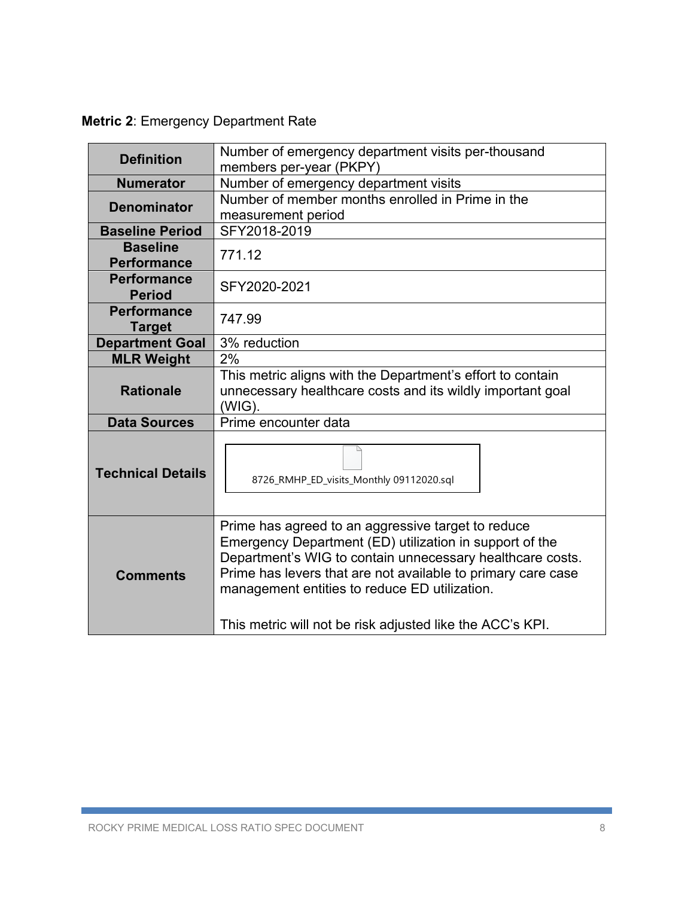**Metric 2**: Emergency Department Rate

| | |
|---|---|
| **Definition** | Number of emergency department visits per-thousand members per-year (PKPY) |
| **Numerator** | Number of emergency department visits |
| **Denominator** | Number of member months enrolled in Prime in the measurement period |
| **Baseline Period** | SFY2018-2019 |
| **Baseline Performance** | 771.12 |
| **Performance Period** | SFY2020-2021 |
| **Performance Target** | 747.99 |
| **Department Goal** | 3% reduction |
| **MLR Weight** | 2% |
| **Rationale** | This metric aligns with the Department's effort to contain unnecessary healthcare costs and its wildly important goal (WIG). |
| **Data Sources** | Prime encounter data |
| **Technical Details** | 8726_RMHP_ED_visits_Monthly 09112020.sql |
| **Comments** | Prime has agreed to an aggressive target to reduce Emergency Department (ED) utilization in support of the Department's WIG to contain unnecessary healthcare costs. Prime has levers that are not available to primary care case management entities to reduce ED utilization.<br><br>This metric will not be risk adjusted like the ACC's KPI. |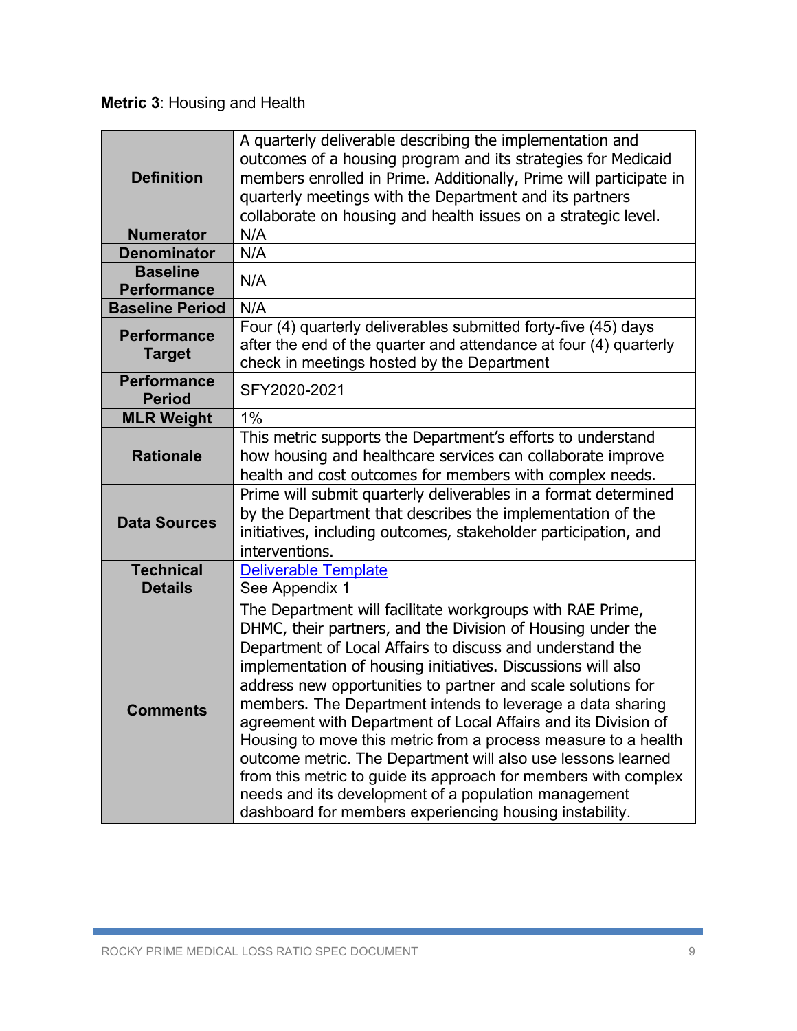**Metric 3**: Housing and Health

| | |
|---|---|
| **Definition** | A quarterly deliverable describing the implementation and outcomes of a housing program and its strategies for Medicaid members enrolled in Prime. Additionally, Prime will participate in quarterly meetings with the Department and its partners collaborate on housing and health issues on a strategic level. |
| **Numerator** | N/A |
| **Denominator** | N/A |
| **Baseline Performance** | N/A |
| **Baseline Period** | N/A |
| **Performance Target** | Four (4) quarterly deliverables submitted forty-five (45) days after the end of the quarter and attendance at four (4) quarterly check in meetings hosted by the Department |
| **Performance Period** | SFY2020-2021 |
| **MLR Weight** | 1% |
| **Rationale** | This metric supports the Department's efforts to understand how housing and healthcare services can collaborate improve health and cost outcomes for members with complex needs. |
| **Data Sources** | Prime will submit quarterly deliverables in a format determined by the Department that describes the implementation of the initiatives, including outcomes, stakeholder participation, and interventions. |
| **Technical Details** | Deliverable Template<br>See Appendix 1 |
| **Comments** | The Department will facilitate workgroups with RAE Prime, DHMC, their partners, and the Division of Housing under the Department of Local Affairs to discuss and understand the implementation of housing initiatives. Discussions will also address new opportunities to partner and scale solutions for members. The Department intends to leverage a data sharing agreement with Department of Local Affairs and its Division of Housing to move this metric from a process measure to a health outcome metric. The Department will also use lessons learned from this metric to guide its approach for members with complex needs and its development of a population management dashboard for members experiencing housing instability. |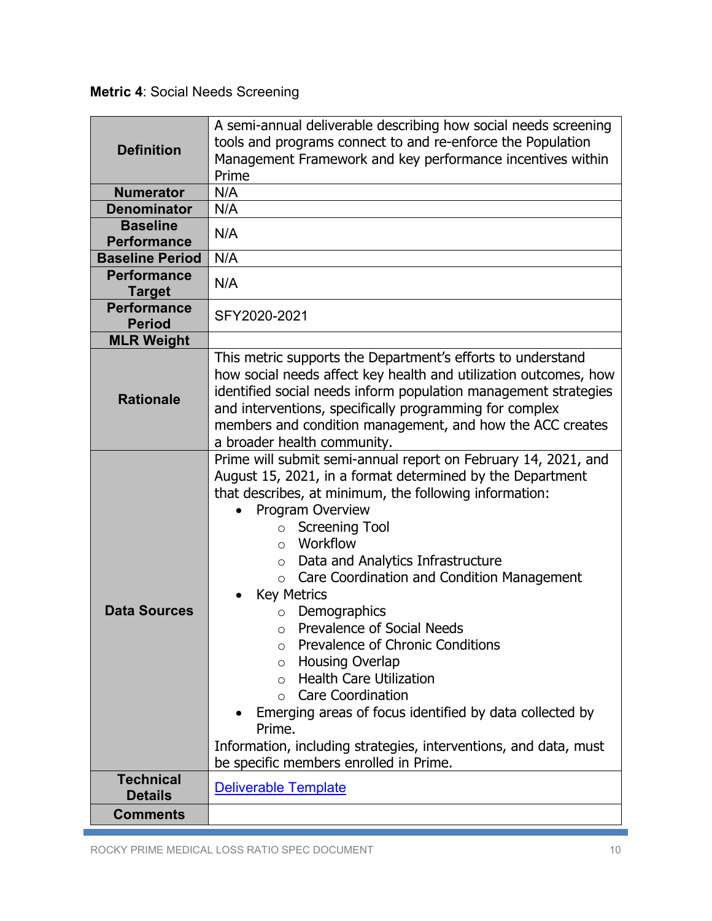**Metric 4**: Social Needs Screening

| | |
|---|---|
| **Definition** | A semi-annual deliverable describing how social needs screening tools and programs connect to and re-enforce the Population Management Framework and key performance incentives within Prime |
| **Numerator** | N/A |
| **Denominator** | N/A |
| **Baseline Performance** | N/A |
| **Baseline Period** | N/A |
| **Performance Target** | N/A |
| **Performance Period** | SFY2020-2021 |
| **MLR Weight** | |
| **Rationale** | This metric supports the Department's efforts to understand how social needs affect key health and utilization outcomes, how identified social needs inform population management strategies and interventions, specifically programming for complex members and condition management, and how the ACC creates a broader health community. |
| **Data Sources** | Prime will submit semi-annual report on February 14, 2021, and August 15, 2021, in a format determined by the Department that describes, at minimum, the following information:<br>• Program Overview<br>&nbsp;&nbsp;&nbsp;&nbsp;○ Screening Tool<br>&nbsp;&nbsp;&nbsp;&nbsp;○ Workflow<br>&nbsp;&nbsp;&nbsp;&nbsp;○ Data and Analytics Infrastructure<br>&nbsp;&nbsp;&nbsp;&nbsp;○ Care Coordination and Condition Management<br>• Key Metrics<br>&nbsp;&nbsp;&nbsp;&nbsp;○ Demographics<br>&nbsp;&nbsp;&nbsp;&nbsp;○ Prevalence of Social Needs<br>&nbsp;&nbsp;&nbsp;&nbsp;○ Prevalence of Chronic Conditions<br>&nbsp;&nbsp;&nbsp;&nbsp;○ Housing Overlap<br>&nbsp;&nbsp;&nbsp;&nbsp;○ Health Care Utilization<br>&nbsp;&nbsp;&nbsp;&nbsp;○ Care Coordination<br>• Emerging areas of focus identified by data collected by Prime.<br>Information, including strategies, interventions, and data, must be specific members enrolled in Prime. |
| **Technical Details** | Deliverable Template |
| **Comments** | |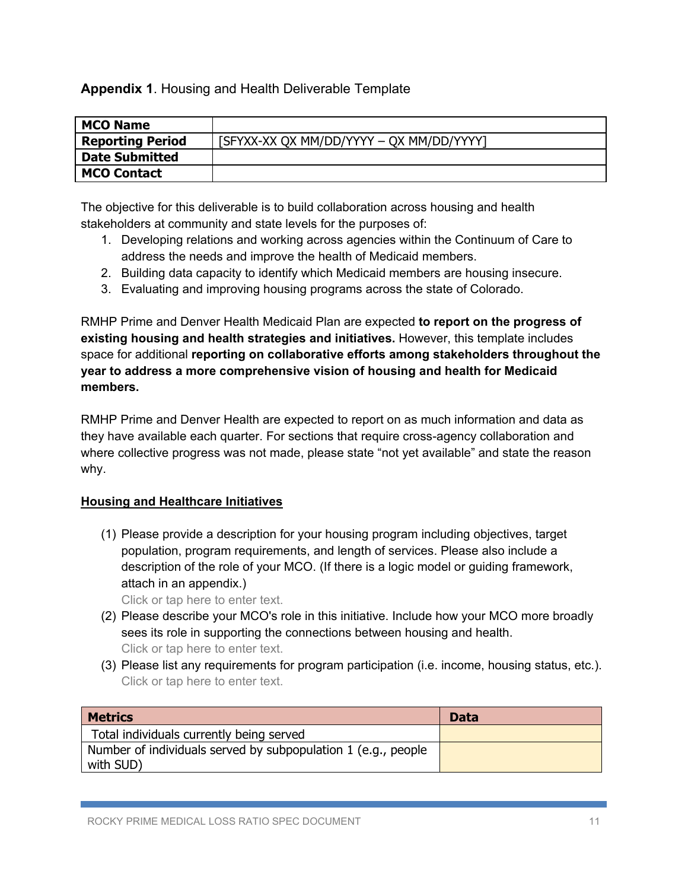**Appendix 1**. Housing and Health Deliverable Template

| **MCO Name** | |
|---|---|
| **Reporting Period** | [SFYXX-XX QX MM/DD/YYYY – QX MM/DD/YYYY] |
| **Date Submitted** | |
| **MCO Contact** | |

The objective for this deliverable is to build collaboration across housing and health stakeholders at community and state levels for the purposes of:

1. Developing relations and working across agencies within the Continuum of Care to address the needs and improve the health of Medicaid members.
2. Building data capacity to identify which Medicaid members are housing insecure.
3. Evaluating and improving housing programs across the state of Colorado.

RMHP Prime and Denver Health Medicaid Plan are expected **to report on the progress of existing housing and health strategies and initiatives.** However, this template includes space for additional **reporting on collaborative efforts among stakeholders throughout the year to address a more comprehensive vision of housing and health for Medicaid members.**

RMHP Prime and Denver Health are expected to report on as much information and data as they have available each quarter. For sections that require cross-agency collaboration and where collective progress was not made, please state "not yet available" and state the reason why.

**Housing and Healthcare Initiatives**

(1) Please provide a description for your housing program including objectives, target population, program requirements, and length of services. Please also include a description of the role of your MCO. (If there is a logic model or guiding framework, attach in an appendix.)
Click or tap here to enter text.

(2) Please describe your MCO's role in this initiative. Include how your MCO more broadly sees its role in supporting the connections between housing and health.
Click or tap here to enter text.

(3) Please list any requirements for program participation (i.e. income, housing status, etc.).
Click or tap here to enter text.

| **Metrics** | **Data** |
|---|---|
| Total individuals currently being served | |
| Number of individuals served by subpopulation 1 (e.g., people with SUD) | |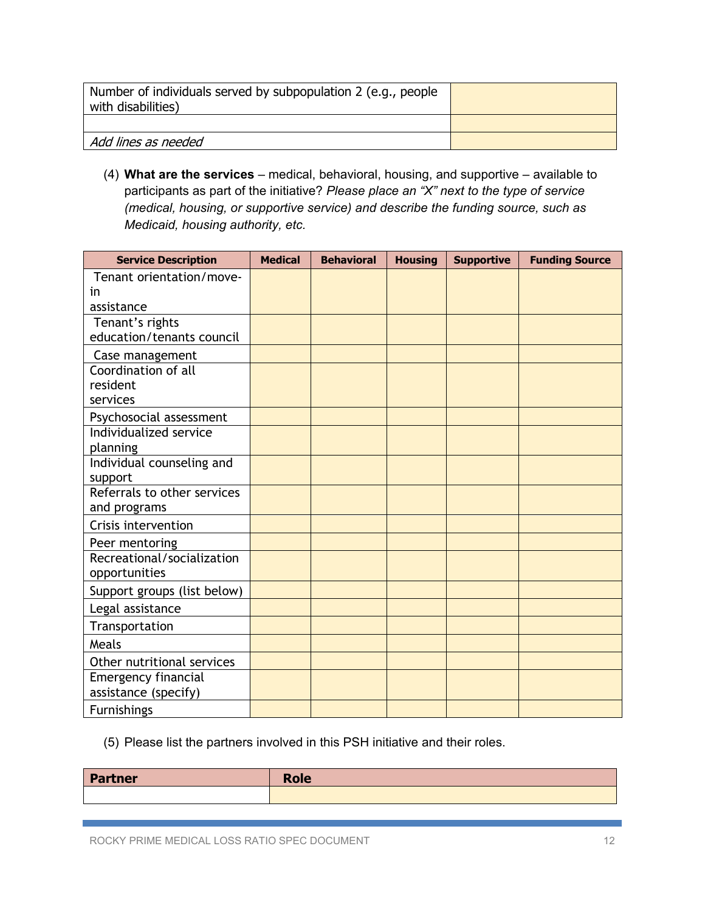| Number of individuals served by subpopulation 2 (e.g., people with disabilities) | |
|---|---|
| | |
| *Add lines as needed* | |

(4) **What are the services** – medical, behavioral, housing, and supportive – available to participants as part of the initiative? *Please place an "X" next to the type of service (medical, housing, or supportive service) and describe the funding source, such as Medicaid, housing authority, etc.*

| Service Description | Medical | Behavioral | Housing | Supportive | Funding Source |
|---|---|---|---|---|---|
| Tenant orientation/move-in assistance | | | | | |
| Tenant's rights education/tenants council | | | | | |
| Case management | | | | | |
| Coordination of all resident services | | | | | |
| Psychosocial assessment | | | | | |
| Individualized service planning | | | | | |
| Individual counseling and support | | | | | |
| Referrals to other services and programs | | | | | |
| Crisis intervention | | | | | |
| Peer mentoring | | | | | |
| Recreational/socialization opportunities | | | | | |
| Support groups (list below) | | | | | |
| Legal assistance | | | | | |
| Transportation | | | | | |
| Meals | | | | | |
| Other nutritional services | | | | | |
| Emergency financial assistance (specify) | | | | | |
| Furnishings | | | | | |

(5) Please list the partners involved in this PSH initiative and their roles.

| Partner | Role |
|---|---|
| | |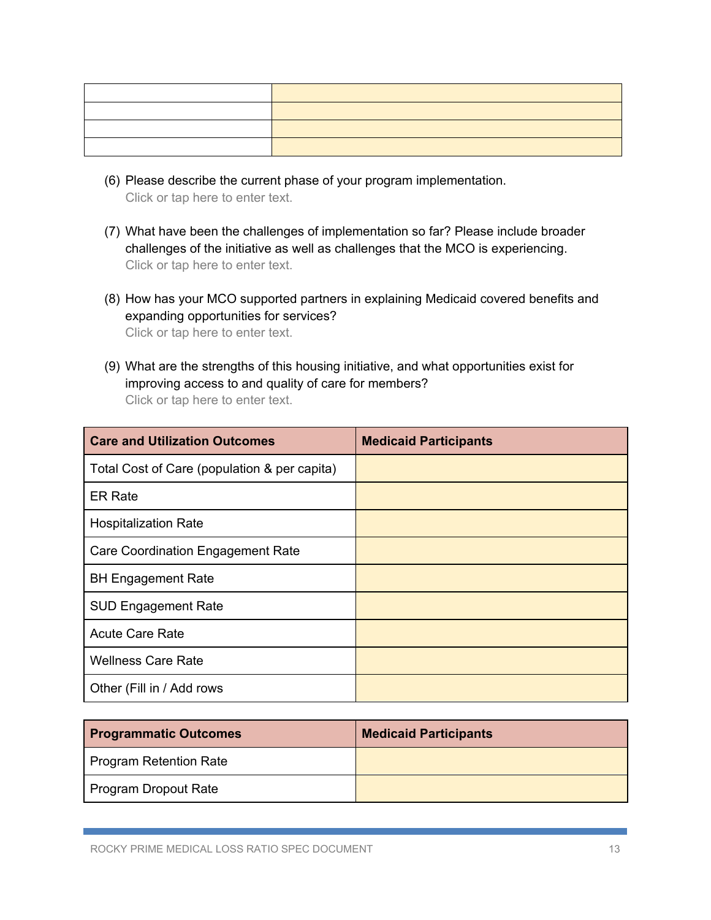| | |
|---|---|
| | |
| | |
| | |
| | |

(6) Please describe the current phase of your program implementation.
Click or tap here to enter text.

(7) What have been the challenges of implementation so far? Please include broader challenges of the initiative as well as challenges that the MCO is experiencing.
Click or tap here to enter text.

(8) How has your MCO supported partners in explaining Medicaid covered benefits and expanding opportunities for services?
Click or tap here to enter text.

(9) What are the strengths of this housing initiative, and what opportunities exist for improving access to and quality of care for members?
Click or tap here to enter text.

| Care and Utilization Outcomes | Medicaid Participants |
|---|---|
| Total Cost of Care (population & per capita) | |
| ER Rate | |
| Hospitalization Rate | |
| Care Coordination Engagement Rate | |
| BH Engagement Rate | |
| SUD Engagement Rate | |
| Acute Care Rate | |
| Wellness Care Rate | |
| Other (Fill in / Add rows | |

| Programmatic Outcomes | Medicaid Participants |
|---|---|
| Program Retention Rate | |
| Program Dropout Rate | |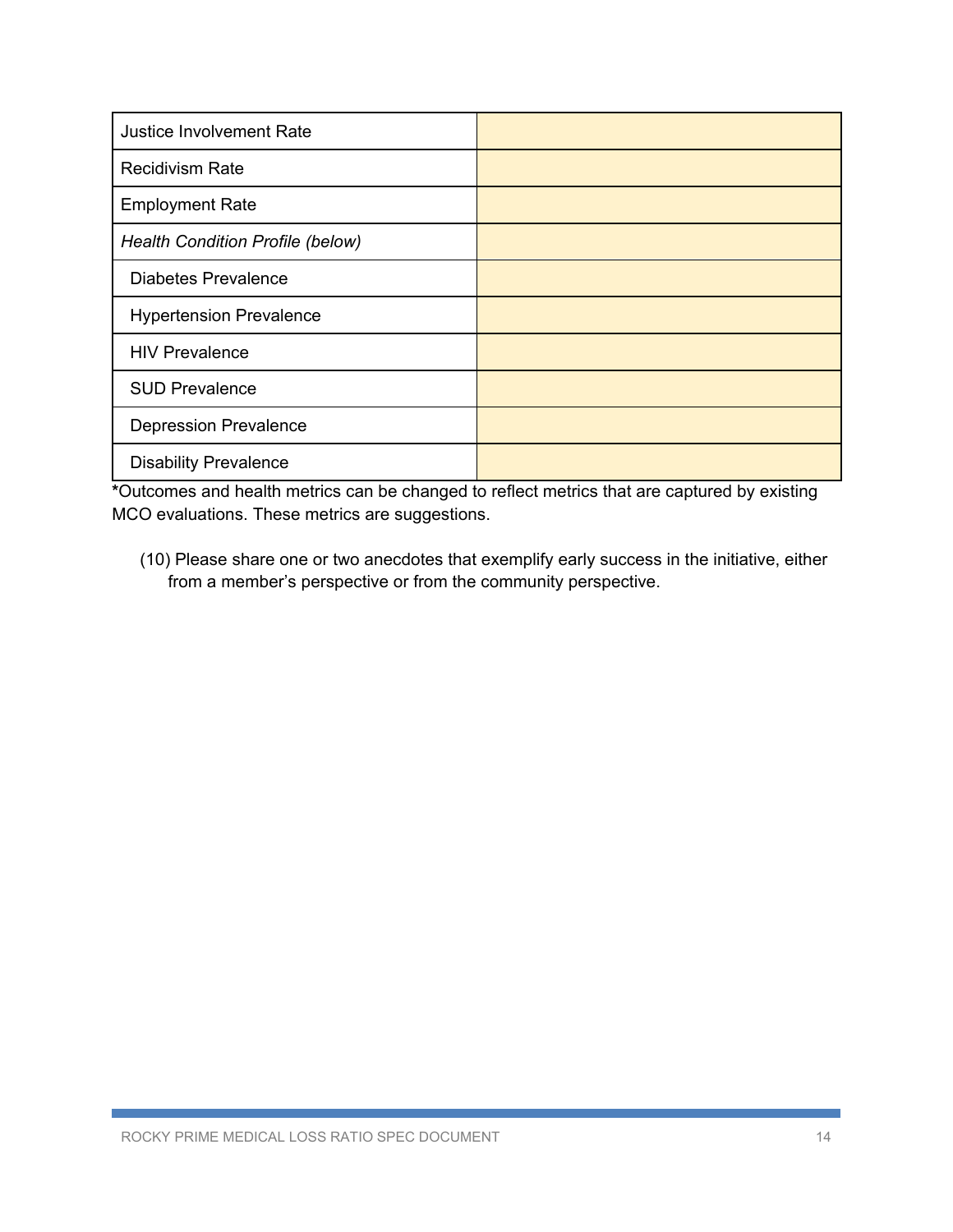| Justice Involvement Rate | |
|---|---|
| Recidivism Rate | |
| Employment Rate | |
| *Health Condition Profile (below)* | |
| Diabetes Prevalence | |
| Hypertension Prevalence | |
| HIV Prevalence | |
| SUD Prevalence | |
| Depression Prevalence | |
| Disability Prevalence | |

**\***Outcomes and health metrics can be changed to reflect metrics that are captured by existing MCO evaluations. These metrics are suggestions.

(10) Please share one or two anecdotes that exemplify early success in the initiative, either from a member's perspective or from the community perspective.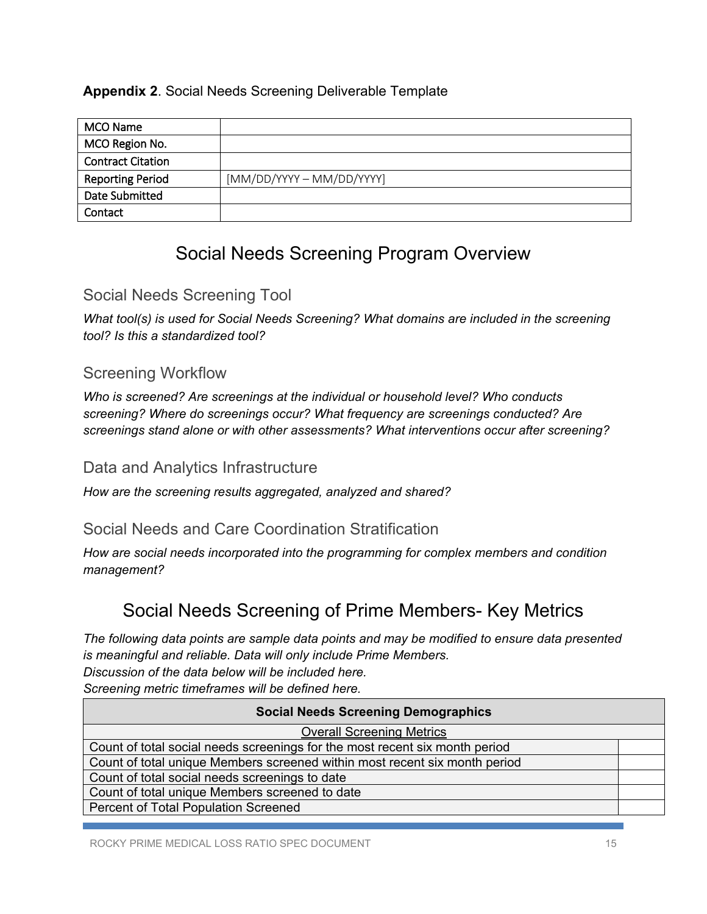**Appendix 2**. Social Needs Screening Deliverable Template

| MCO Name | |
|---|---|
| MCO Region No. | |
| Contract Citation | |
| Reporting Period | [MM/DD/YYYY – MM/DD/YYYY] |
| Date Submitted | |
| Contact | |

# Social Needs Screening Program Overview

## Social Needs Screening Tool

*What tool(s) is used for Social Needs Screening? What domains are included in the screening tool? Is this a standardized tool?*

## Screening Workflow

*Who is screened? Are screenings at the individual or household level? Who conducts screening? Where do screenings occur? What frequency are screenings conducted? Are screenings stand alone or with other assessments? What interventions occur after screening?*

## Data and Analytics Infrastructure

*How are the screening results aggregated, analyzed and shared?*

## Social Needs and Care Coordination Stratification

*How are social needs incorporated into the programming for complex members and condition management?*

# Social Needs Screening of Prime Members- Key Metrics

*The following data points are sample data points and may be modified to ensure data presented is meaningful and reliable. Data will only include Prime Members.*
*Discussion of the data below will be included here.*
*Screening metric timeframes will be defined here.*

| **Social Needs Screening Demographics** | |
|---|---|
| <u>Overall Screening Metrics</u> | |
| Count of total social needs screenings for the most recent six month period | |
| Count of total unique Members screened within most recent six month period | |
| Count of total social needs screenings to date | |
| Count of total unique Members screened to date | |
| Percent of Total Population Screened | |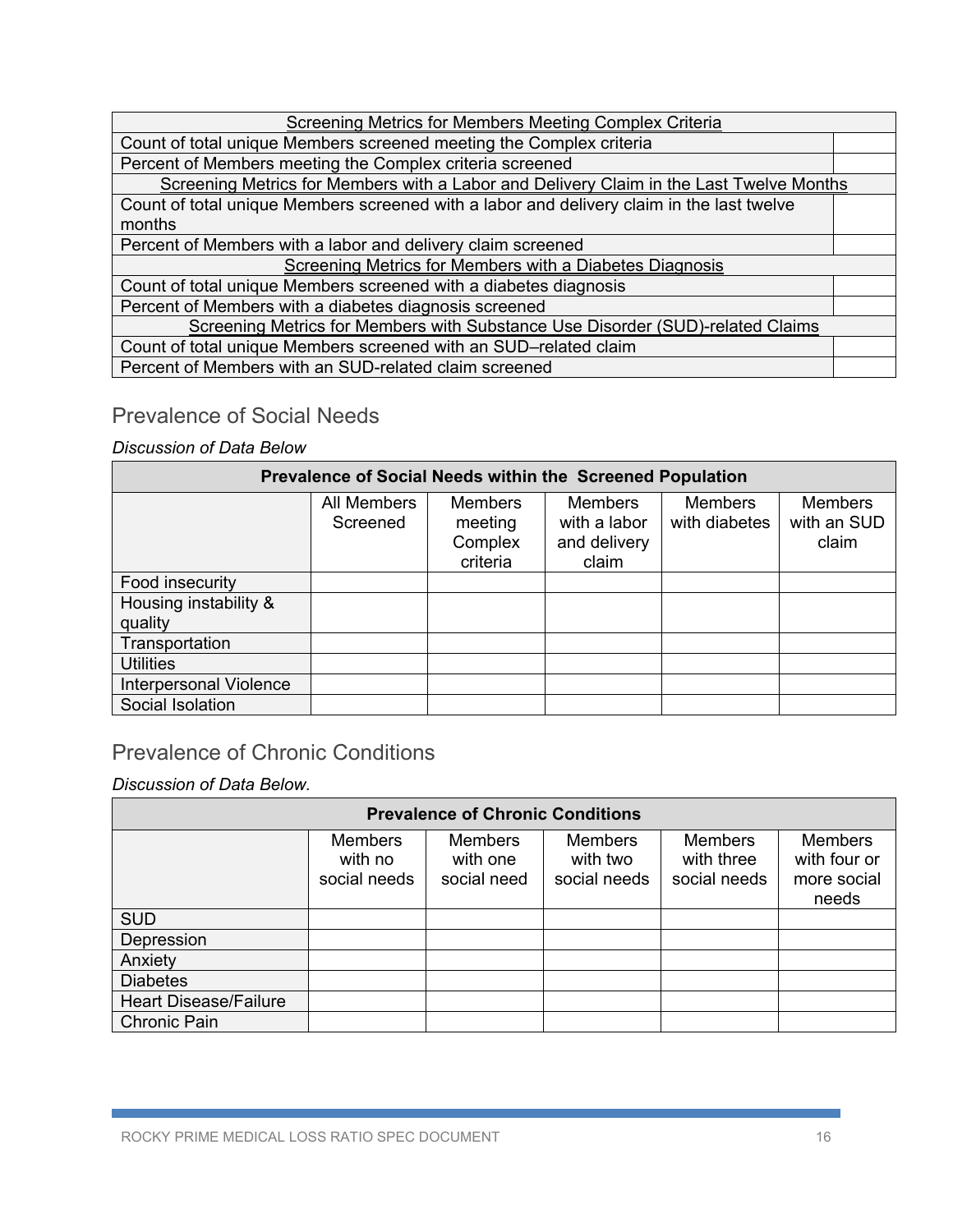| Screening Metrics for Members Meeting Complex Criteria | |
|---|---|
| Count of total unique Members screened meeting the Complex criteria | |
| Percent of Members meeting the Complex criteria screened | |
| Screening Metrics for Members with a Labor and Delivery Claim in the Last Twelve Months | |
| Count of total unique Members screened with a labor and delivery claim in the last twelve months | |
| Percent of Members with a labor and delivery claim screened | |
| Screening Metrics for Members with a Diabetes Diagnosis | |
| Count of total unique Members screened with a diabetes diagnosis | |
| Percent of Members with a diabetes diagnosis screened | |
| Screening Metrics for Members with Substance Use Disorder (SUD)-related Claims | |
| Count of total unique Members screened with an SUD–related claim | |
| Percent of Members with an SUD-related claim screened | |

## Prevalence of Social Needs

*Discussion of Data Below*

| Prevalence of Social Needs within the Screened Population | | | | | |
|---|---|---|---|---|---|
| | All Members Screened | Members meeting Complex criteria | Members with a labor and delivery claim | Members with diabetes | Members with an SUD claim |
| Food insecurity | | | | | |
| Housing instability & quality | | | | | |
| Transportation | | | | | |
| Utilities | | | | | |
| Interpersonal Violence | | | | | |
| Social Isolation | | | | | |

## Prevalence of Chronic Conditions

*Discussion of Data Below.*

| Prevalence of Chronic Conditions | | | | | |
|---|---|---|---|---|---|
| | Members with no social needs | Members with one social need | Members with two social needs | Members with three social needs | Members with four or more social needs |
| SUD | | | | | |
| Depression | | | | | |
| Anxiety | | | | | |
| Diabetes | | | | | |
| Heart Disease/Failure | | | | | |
| Chronic Pain | | | | | |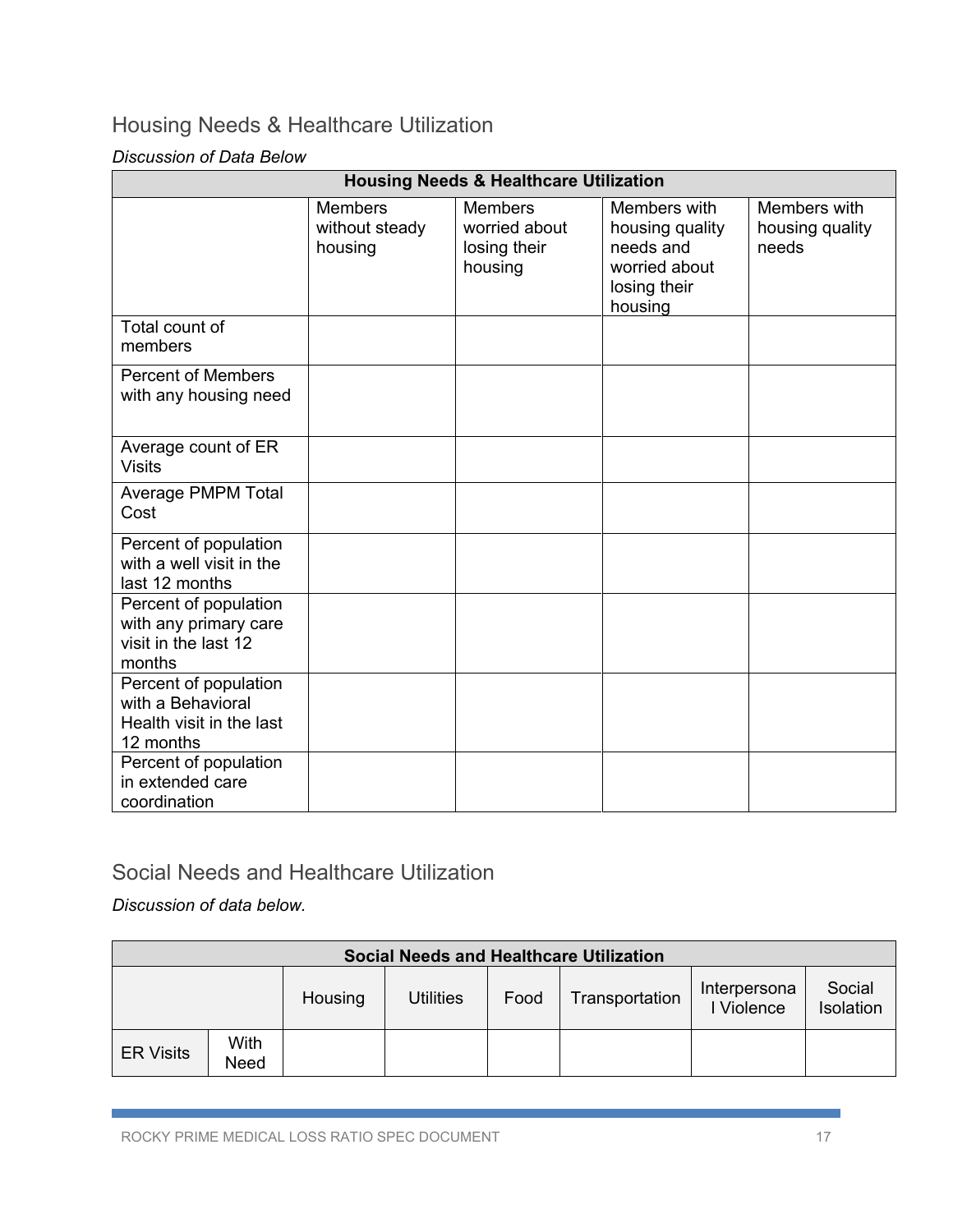## Housing Needs & Healthcare Utilization

*Discussion of Data Below*

| Housing Needs & Healthcare Utilization | | | | |
|---|---|---|---|---|
| | Members without steady housing | Members worried about losing their housing | Members with housing quality needs and worried about losing their housing | Members with housing quality needs |
| Total count of members | | | | |
| Percent of Members with any housing need | | | | |
| Average count of ER Visits | | | | |
| Average PMPM Total Cost | | | | |
| Percent of population with a well visit in the last 12 months | | | | |
| Percent of population with any primary care visit in the last 12 months | | | | |
| Percent of population with a Behavioral Health visit in the last 12 months | | | | |
| Percent of population in extended care coordination | | | | |

## Social Needs and Healthcare Utilization

*Discussion of data below.*

| Social Needs and Healthcare Utilization | | | | | | | |
|---|---|---|---|---|---|---|---|
| | | Housing | Utilities | Food | Transportation | Interpersonal Violence | Social Isolation |
| ER Visits | With Need | | | | | | |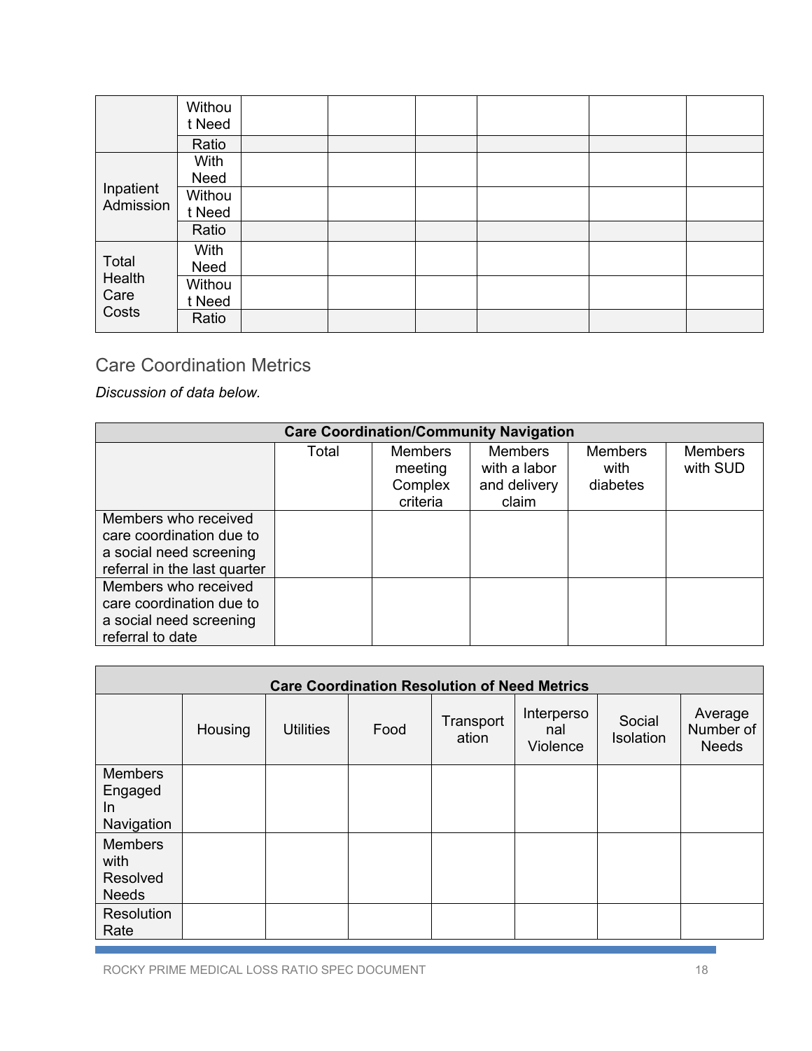| | | | | | | | |
|---|---|---|---|---|---|---|---|
| | Without Need | | | | | | |
| | Ratio | | | | | | |
| Inpatient Admission | With Need | | | | | | |
| | Without Need | | | | | | |
| | Ratio | | | | | | |
| Total Health Care Costs | With Need | | | | | | |
| | Without Need | | | | | | |
| | Ratio | | | | | | |

## Care Coordination Metrics

*Discussion of data below.*

| **Care Coordination/Community Navigation** | | | | | |
|---|---|---|---|---|---|
| | Total | Members meeting Complex criteria | Members with a labor and delivery claim | Members with diabetes | Members with SUD |
| Members who received care coordination due to a social need screening referral in the last quarter | | | | | |
| Members who received care coordination due to a social need screening referral to date | | | | | |

| **Care Coordination Resolution of Need Metrics** | | | | | | | |
|---|---|---|---|---|---|---|---|
| | Housing | Utilities | Food | Transportation | Interpersonal Violence | Social Isolation | Average Number of Needs |
| Members Engaged In Navigation | | | | | | | |
| Members with Resolved Needs | | | | | | | |
| Resolution Rate | | | | | | | |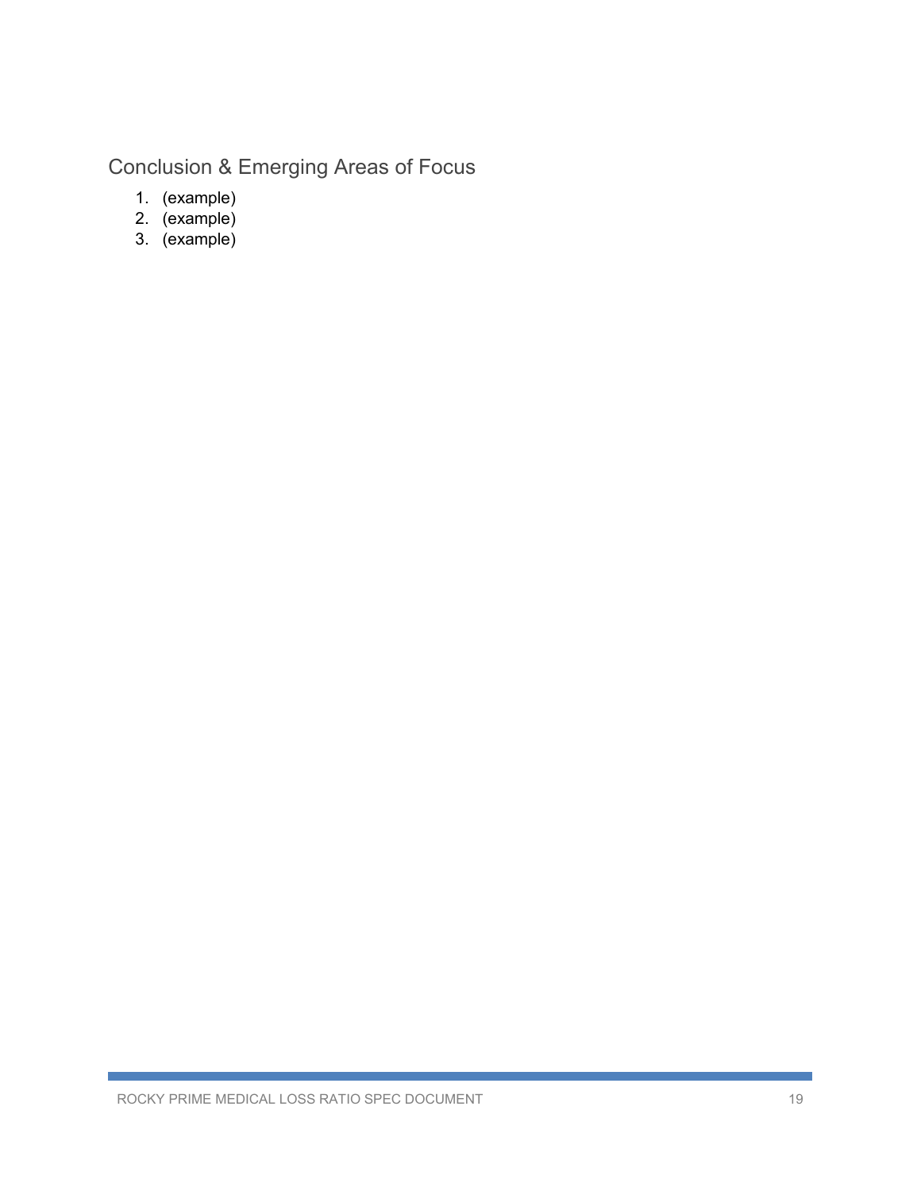## Conclusion & Emerging Areas of Focus

1. (example)
2. (example)
3. (example)